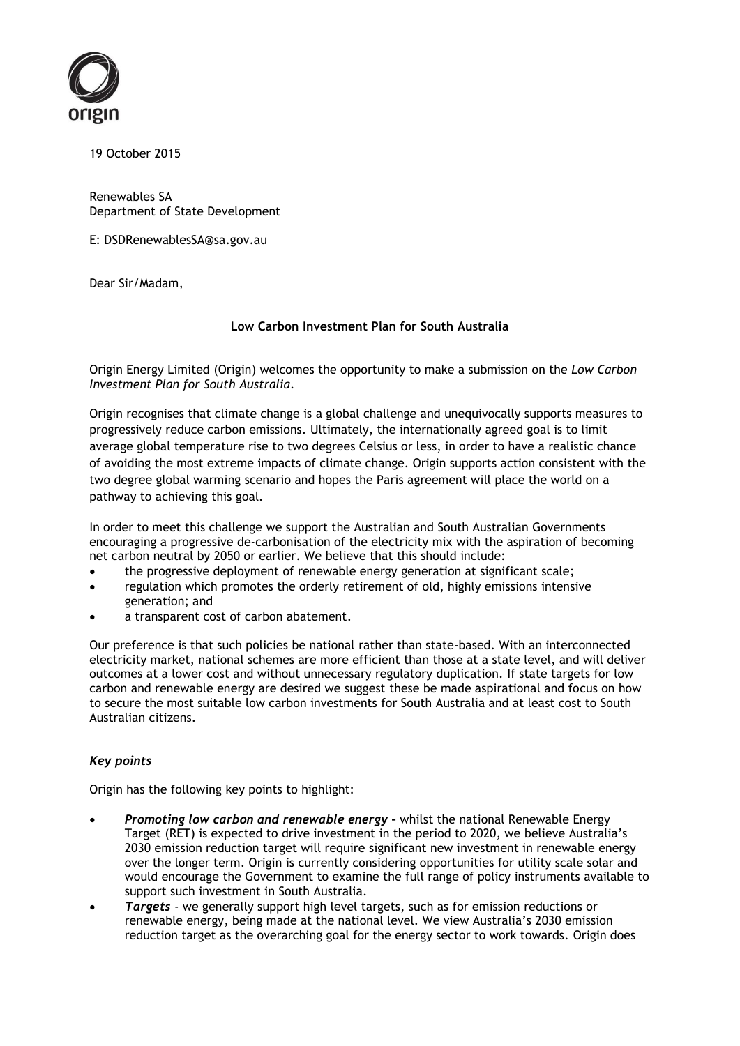19 October 2015

Renewables SA
Department of State Development

E: DSDRenewablesSA@sa.gov.au

Dear Sir/Madam,

**Low Carbon Investment Plan for South Australia**

Origin Energy Limited (Origin) welcomes the opportunity to make a submission on the *Low Carbon Investment Plan for South Australia*.

Origin recognises that climate change is a global challenge and unequivocally supports measures to progressively reduce carbon emissions. Ultimately, the internationally agreed goal is to limit average global temperature rise to two degrees Celsius or less, in order to have a realistic chance of avoiding the most extreme impacts of climate change. Origin supports action consistent with the two degree global warming scenario and hopes the Paris agreement will place the world on a pathway to achieving this goal.

In order to meet this challenge we support the Australian and South Australian Governments encouraging a progressive de-carbonisation of the electricity mix with the aspiration of becoming net carbon neutral by 2050 or earlier. We believe that this should include:

- the progressive deployment of renewable energy generation at significant scale;
- regulation which promotes the orderly retirement of old, highly emissions intensive generation; and
- a transparent cost of carbon abatement.

Our preference is that such policies be national rather than state-based. With an interconnected electricity market, national schemes are more efficient than those at a state level, and will deliver outcomes at a lower cost and without unnecessary regulatory duplication. If state targets for low carbon and renewable energy are desired we suggest these be made aspirational and focus on how to secure the most suitable low carbon investments for South Australia and at least cost to South Australian citizens.

### *Key points*

Origin has the following key points to highlight:

- ***Promoting low carbon and renewable energy*** – whilst the national Renewable Energy Target (RET) is expected to drive investment in the period to 2020, we believe Australia's 2030 emission reduction target will require significant new investment in renewable energy over the longer term. Origin is currently considering opportunities for utility scale solar and would encourage the Government to examine the full range of policy instruments available to support such investment in South Australia.
- ***Targets*** - we generally support high level targets, such as for emission reductions or renewable energy, being made at the national level. We view Australia's 2030 emission reduction target as the overarching goal for the energy sector to work towards. Origin does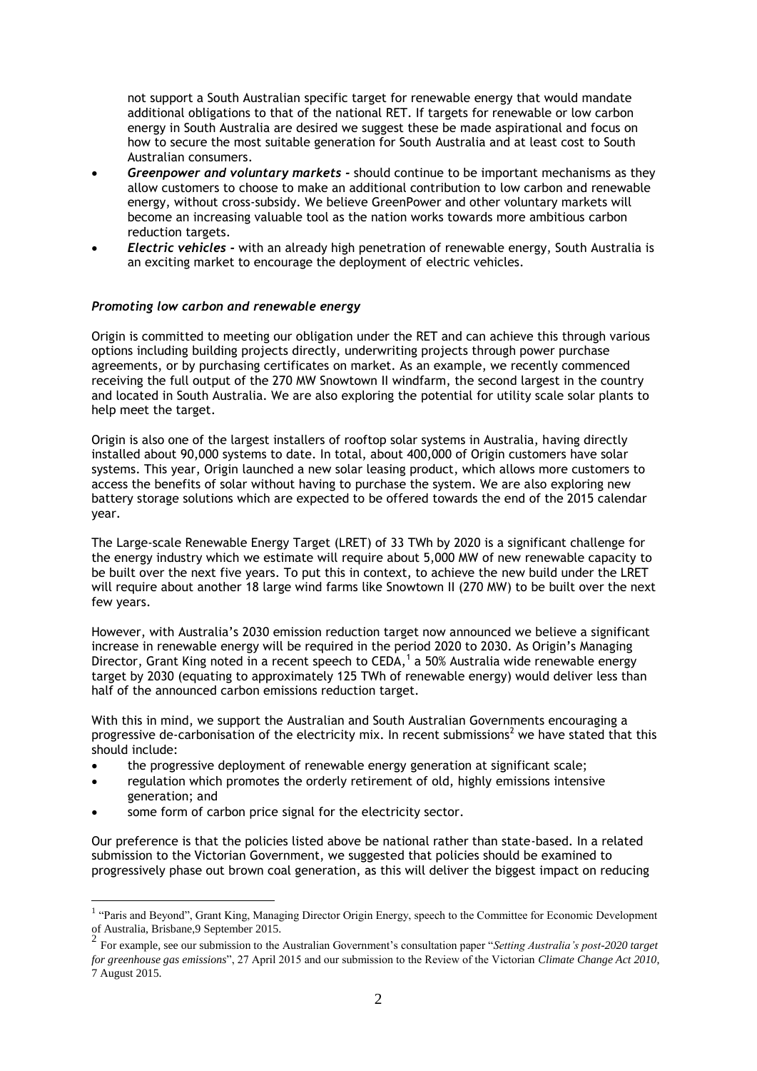not support a South Australian specific target for renewable energy that would mandate additional obligations to that of the national RET. If targets for renewable or low carbon energy in South Australia are desired we suggest these be made aspirational and focus on how to secure the most suitable generation for South Australia and at least cost to South Australian consumers.

- ***Greenpower and voluntary markets*** - should continue to be important mechanisms as they allow customers to choose to make an additional contribution to low carbon and renewable energy, without cross-subsidy. We believe GreenPower and other voluntary markets will become an increasing valuable tool as the nation works towards more ambitious carbon reduction targets.
- ***Electric vehicles*** - with an already high penetration of renewable energy, South Australia is an exciting market to encourage the deployment of electric vehicles.

### *Promoting low carbon and renewable energy*

Origin is committed to meeting our obligation under the RET and can achieve this through various options including building projects directly, underwriting projects through power purchase agreements, or by purchasing certificates on market. As an example, we recently commenced receiving the full output of the 270 MW Snowtown II windfarm, the second largest in the country and located in South Australia. We are also exploring the potential for utility scale solar plants to help meet the target.

Origin is also one of the largest installers of rooftop solar systems in Australia, having directly installed about 90,000 systems to date. In total, about 400,000 of Origin customers have solar systems. This year, Origin launched a new solar leasing product, which allows more customers to access the benefits of solar without having to purchase the system. We are also exploring new battery storage solutions which are expected to be offered towards the end of the 2015 calendar year.

The Large-scale Renewable Energy Target (LRET) of 33 TWh by 2020 is a significant challenge for the energy industry which we estimate will require about 5,000 MW of new renewable capacity to be built over the next five years. To put this in context, to achieve the new build under the LRET will require about another 18 large wind farms like Snowtown II (270 MW) to be built over the next few years.

However, with Australia's 2030 emission reduction target now announced we believe a significant increase in renewable energy will be required in the period 2020 to 2030. As Origin's Managing Director, Grant King noted in a recent speech to CEDA,[1] a 50% Australia wide renewable energy target by 2030 (equating to approximately 125 TWh of renewable energy) would deliver less than half of the announced carbon emissions reduction target.

With this in mind, we support the Australian and South Australian Governments encouraging a progressive de-carbonisation of the electricity mix. In recent submissions[2] we have stated that this should include:

- the progressive deployment of renewable energy generation at significant scale;
- regulation which promotes the orderly retirement of old, highly emissions intensive generation; and
- some form of carbon price signal for the electricity sector.

Our preference is that the policies listed above be national rather than state-based. In a related submission to the Victorian Government, we suggested that policies should be examined to progressively phase out brown coal generation, as this will deliver the biggest impact on reducing

---

[1] "Paris and Beyond", Grant King, Managing Director Origin Energy, speech to the Committee for Economic Development of Australia, Brisbane,9 September 2015.

[2] For example, see our submission to the Australian Government's consultation paper "*Setting Australia's post-2020 target for greenhouse gas emissions*", 27 April 2015 and our submission to the Review of the Victorian *Climate Change Act 2010,* 7 August 2015.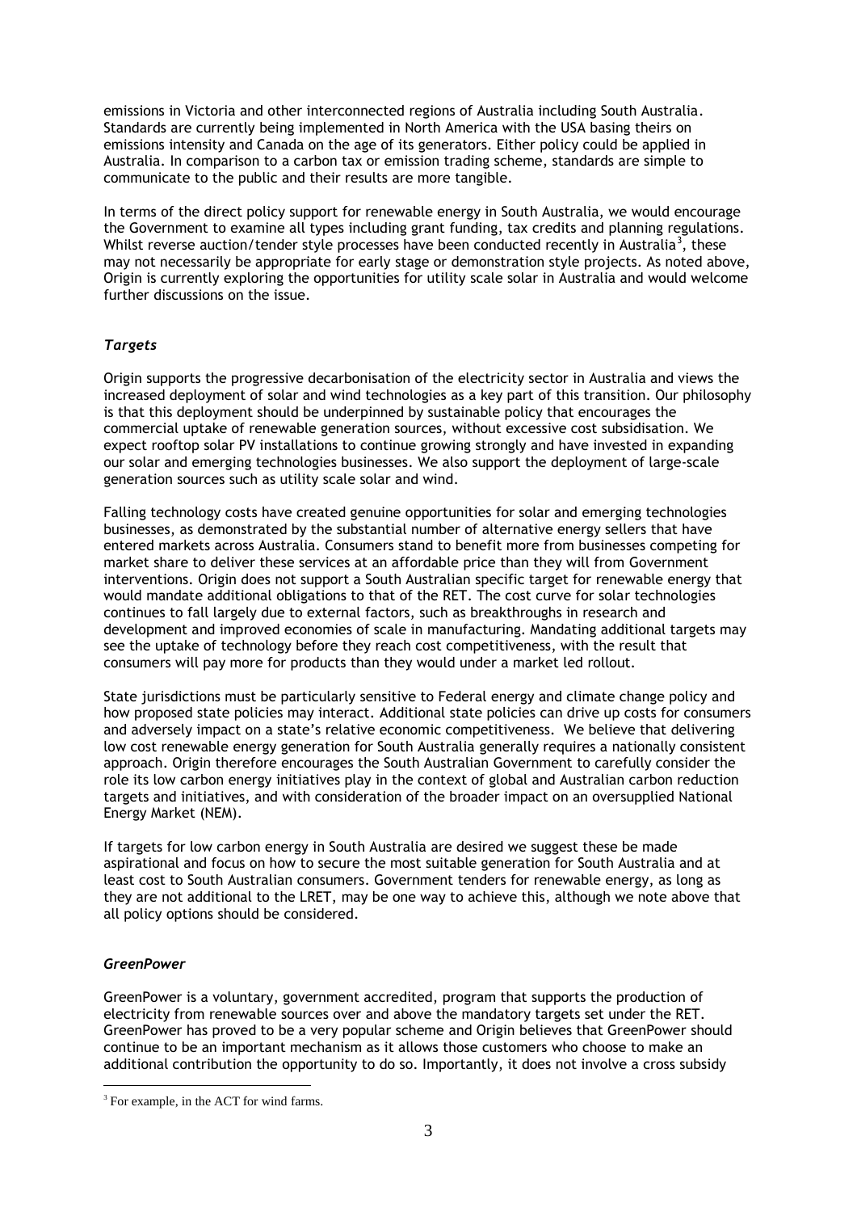emissions in Victoria and other interconnected regions of Australia including South Australia. Standards are currently being implemented in North America with the USA basing theirs on emissions intensity and Canada on the age of its generators. Either policy could be applied in Australia. In comparison to a carbon tax or emission trading scheme, standards are simple to communicate to the public and their results are more tangible.

In terms of the direct policy support for renewable energy in South Australia, we would encourage the Government to examine all types including grant funding, tax credits and planning regulations. Whilst reverse auction/tender style processes have been conducted recently in Australia[3], these may not necessarily be appropriate for early stage or demonstration style projects. As noted above, Origin is currently exploring the opportunities for utility scale solar in Australia and would welcome further discussions on the issue.

### *Targets*

Origin supports the progressive decarbonisation of the electricity sector in Australia and views the increased deployment of solar and wind technologies as a key part of this transition. Our philosophy is that this deployment should be underpinned by sustainable policy that encourages the commercial uptake of renewable generation sources, without excessive cost subsidisation. We expect rooftop solar PV installations to continue growing strongly and have invested in expanding our solar and emerging technologies businesses. We also support the deployment of large-scale generation sources such as utility scale solar and wind.

Falling technology costs have created genuine opportunities for solar and emerging technologies businesses, as demonstrated by the substantial number of alternative energy sellers that have entered markets across Australia. Consumers stand to benefit more from businesses competing for market share to deliver these services at an affordable price than they will from Government interventions. Origin does not support a South Australian specific target for renewable energy that would mandate additional obligations to that of the RET. The cost curve for solar technologies continues to fall largely due to external factors, such as breakthroughs in research and development and improved economies of scale in manufacturing. Mandating additional targets may see the uptake of technology before they reach cost competitiveness, with the result that consumers will pay more for products than they would under a market led rollout.

State jurisdictions must be particularly sensitive to Federal energy and climate change policy and how proposed state policies may interact. Additional state policies can drive up costs for consumers and adversely impact on a state's relative economic competitiveness. We believe that delivering low cost renewable energy generation for South Australia generally requires a nationally consistent approach. Origin therefore encourages the South Australian Government to carefully consider the role its low carbon energy initiatives play in the context of global and Australian carbon reduction targets and initiatives, and with consideration of the broader impact on an oversupplied National Energy Market (NEM).

If targets for low carbon energy in South Australia are desired we suggest these be made aspirational and focus on how to secure the most suitable generation for South Australia and at least cost to South Australian consumers. Government tenders for renewable energy, as long as they are not additional to the LRET, may be one way to achieve this, although we note above that all policy options should be considered.

### *GreenPower*

GreenPower is a voluntary, government accredited, program that supports the production of electricity from renewable sources over and above the mandatory targets set under the RET. GreenPower has proved to be a very popular scheme and Origin believes that GreenPower should continue to be an important mechanism as it allows those customers who choose to make an additional contribution the opportunity to do so. Importantly, it does not involve a cross subsidy

---

[3] For example, in the ACT for wind farms.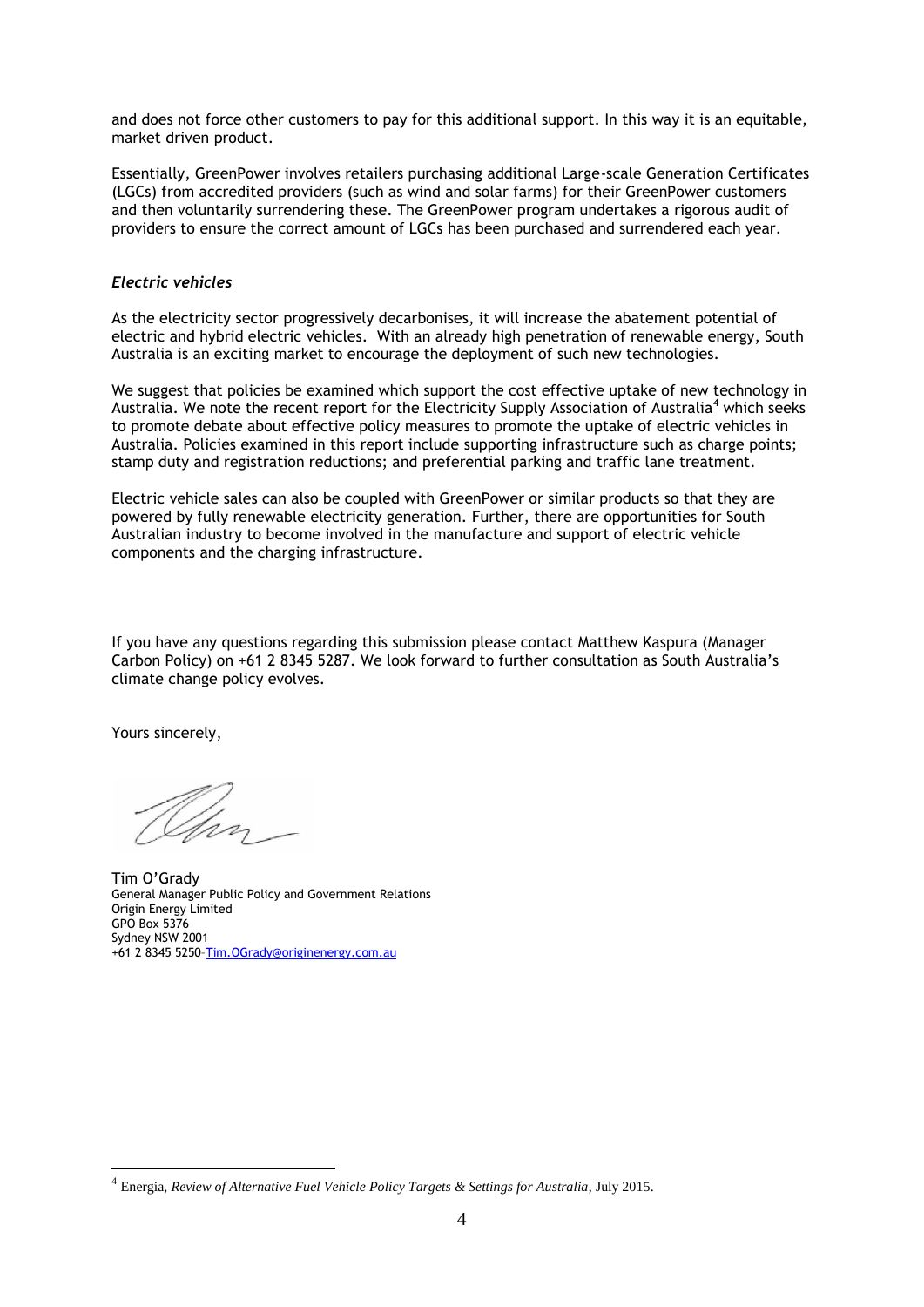and does not force other customers to pay for this additional support. In this way it is an equitable, market driven product.

Essentially, GreenPower involves retailers purchasing additional Large-scale Generation Certificates (LGCs) from accredited providers (such as wind and solar farms) for their GreenPower customers and then voluntarily surrendering these. The GreenPower program undertakes a rigorous audit of providers to ensure the correct amount of LGCs has been purchased and surrendered each year.

***Electric vehicles***

As the electricity sector progressively decarbonises, it will increase the abatement potential of electric and hybrid electric vehicles. With an already high penetration of renewable energy, South Australia is an exciting market to encourage the deployment of such new technologies.

We suggest that policies be examined which support the cost effective uptake of new technology in Australia. We note the recent report for the Electricity Supply Association of Australia[4] which seeks to promote debate about effective policy measures to promote the uptake of electric vehicles in Australia. Policies examined in this report include supporting infrastructure such as charge points; stamp duty and registration reductions; and preferential parking and traffic lane treatment.

Electric vehicle sales can also be coupled with GreenPower or similar products so that they are powered by fully renewable electricity generation. Further, there are opportunities for South Australian industry to become involved in the manufacture and support of electric vehicle components and the charging infrastructure.

If you have any questions regarding this submission please contact Matthew Kaspura (Manager Carbon Policy) on +61 2 8345 5287. We look forward to further consultation as South Australia's climate change policy evolves.

Yours sincerely,

Tim O'Grady
General Manager Public Policy and Government Relations
Origin Energy Limited
GPO Box 5376
Sydney NSW 2001
+61 2 8345 5250 Tim.OGrady@originenergy.com.au

[4] Energia, *Review of Alternative Fuel Vehicle Policy Targets & Settings for Australia*, July 2015.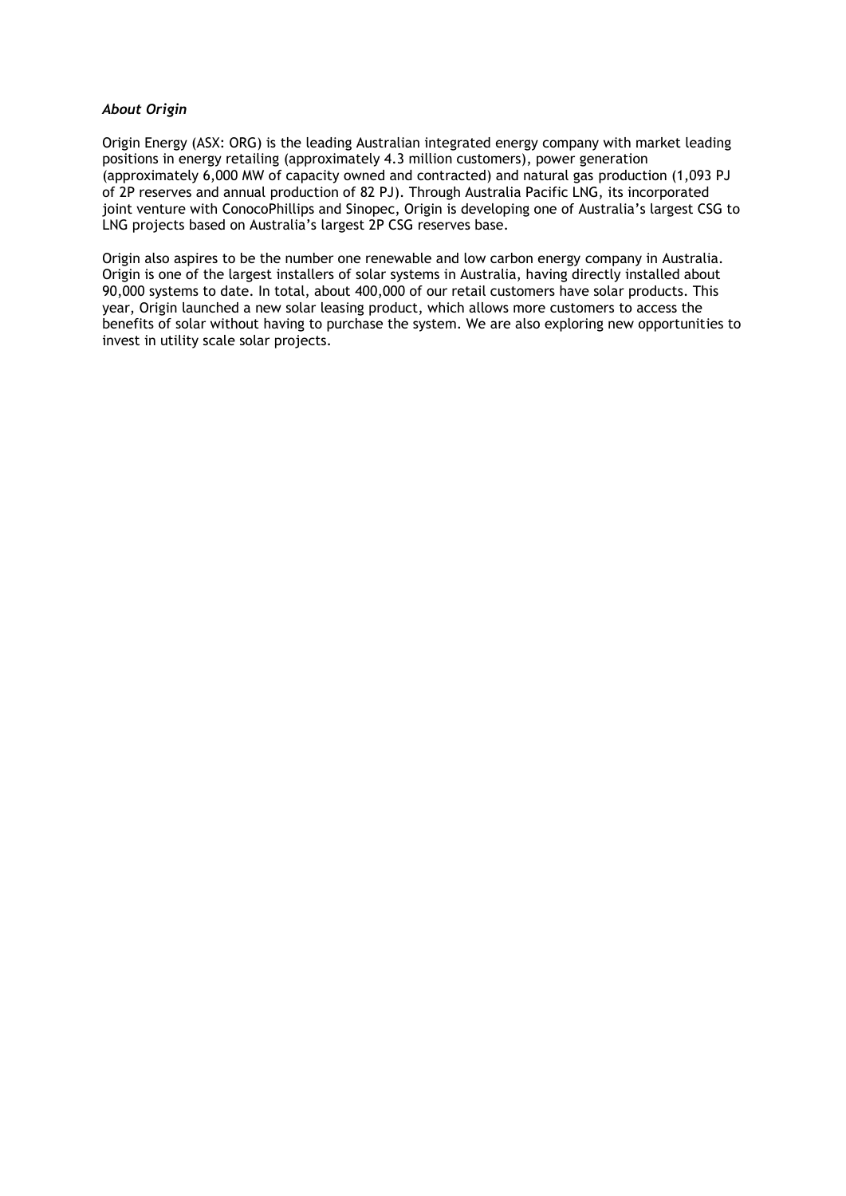*About Origin*

Origin Energy (ASX: ORG) is the leading Australian integrated energy company with market leading positions in energy retailing (approximately 4.3 million customers), power generation (approximately 6,000 MW of capacity owned and contracted) and natural gas production (1,093 PJ of 2P reserves and annual production of 82 PJ). Through Australia Pacific LNG, its incorporated joint venture with ConocoPhillips and Sinopec, Origin is developing one of Australia's largest CSG to LNG projects based on Australia's largest 2P CSG reserves base.

Origin also aspires to be the number one renewable and low carbon energy company in Australia. Origin is one of the largest installers of solar systems in Australia, having directly installed about 90,000 systems to date. In total, about 400,000 of our retail customers have solar products. This year, Origin launched a new solar leasing product, which allows more customers to access the benefits of solar without having to purchase the system. We are also exploring new opportunities to invest in utility scale solar projects.